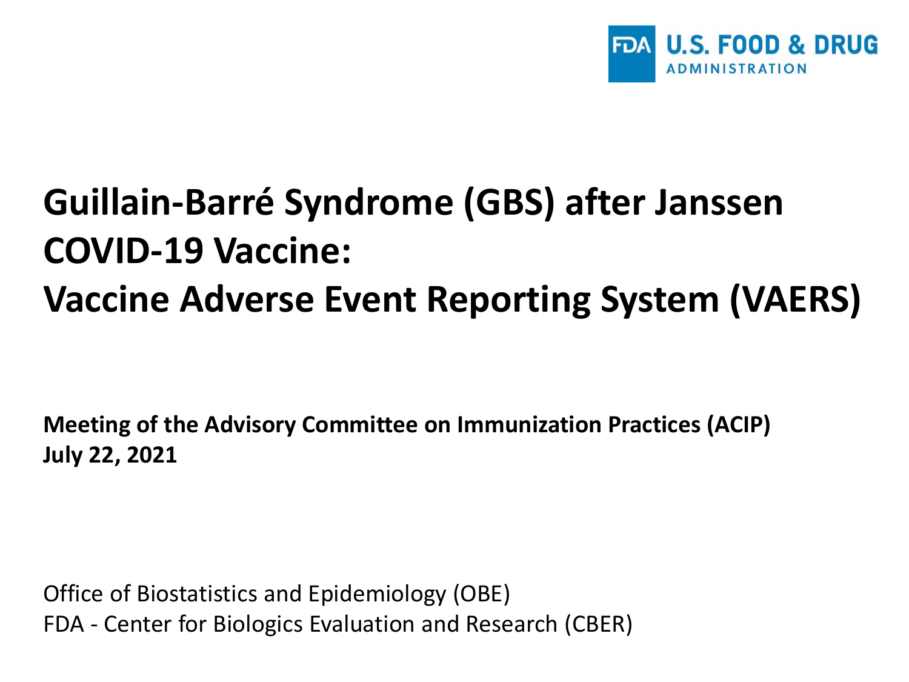U.S. FOOD & DRUG ADMINISTRATION

# Guillain-Barré Syndrome (GBS) after Janssen COVID-19 Vaccine: Vaccine Adverse Event Reporting System (VAERS)

**Meeting of the Advisory Committee on Immunization Practices (ACIP)**
**July 22, 2021**

Office of Biostatistics and Epidemiology (OBE)
FDA - Center for Biologics Evaluation and Research (CBER)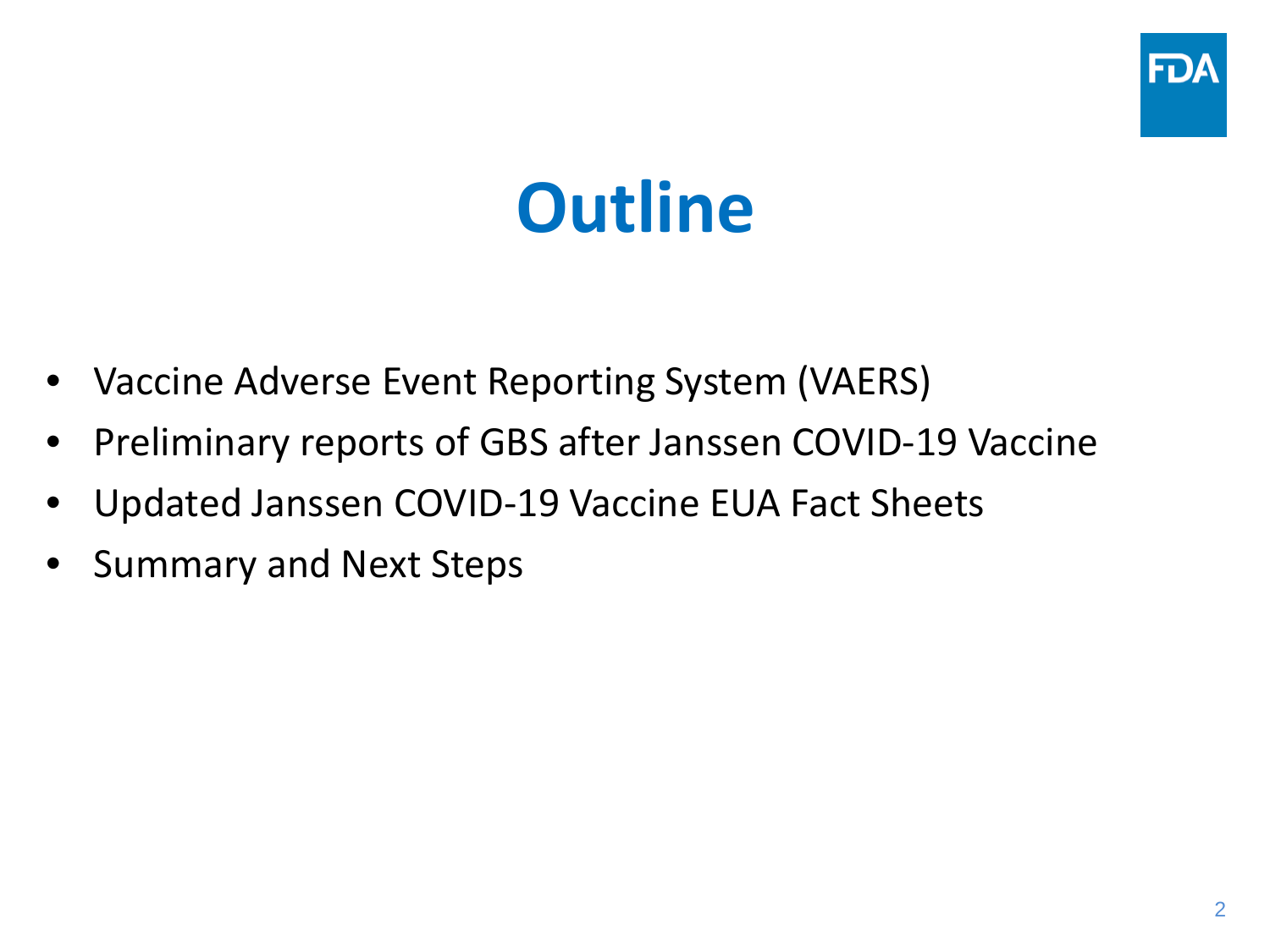# Outline

- Vaccine Adverse Event Reporting System (VAERS)
- Preliminary reports of GBS after Janssen COVID-19 Vaccine
- Updated Janssen COVID-19 Vaccine EUA Fact Sheets
- Summary and Next Steps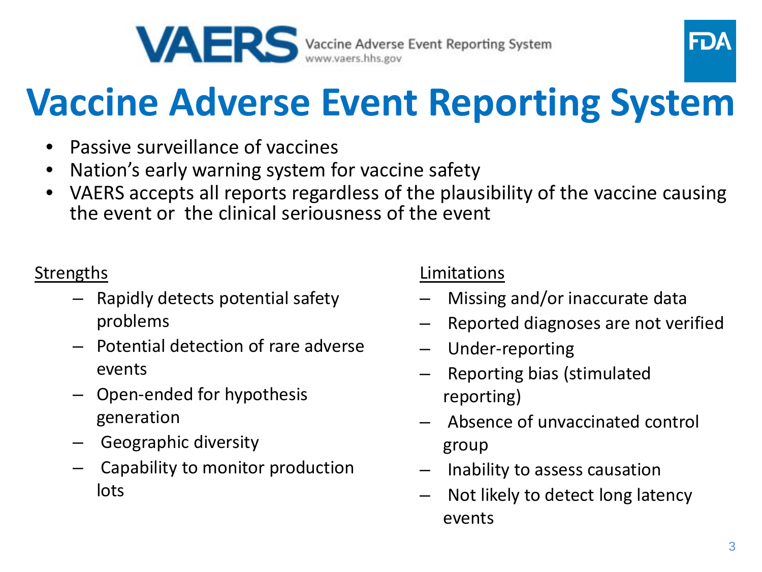VAERS Vaccine Adverse Event Reporting System www.vaers.hhs.gov

FDA

# Vaccine Adverse Event Reporting System

- Passive surveillance of vaccines
- Nation's early warning system for vaccine safety
- VAERS accepts all reports regardless of the plausibility of the vaccine causing the event or the clinical seriousness of the event

<u>Strengths</u>

- Rapidly detects potential safety problems
- Potential detection of rare adverse events
- Open-ended for hypothesis generation
- Geographic diversity
- Capability to monitor production lots

<u>Limitations</u>

- Missing and/or inaccurate data
- Reported diagnoses are not verified
- Under-reporting
- Reporting bias (stimulated reporting)
- Absence of unvaccinated control group
- Inability to assess causation
- Not likely to detect long latency events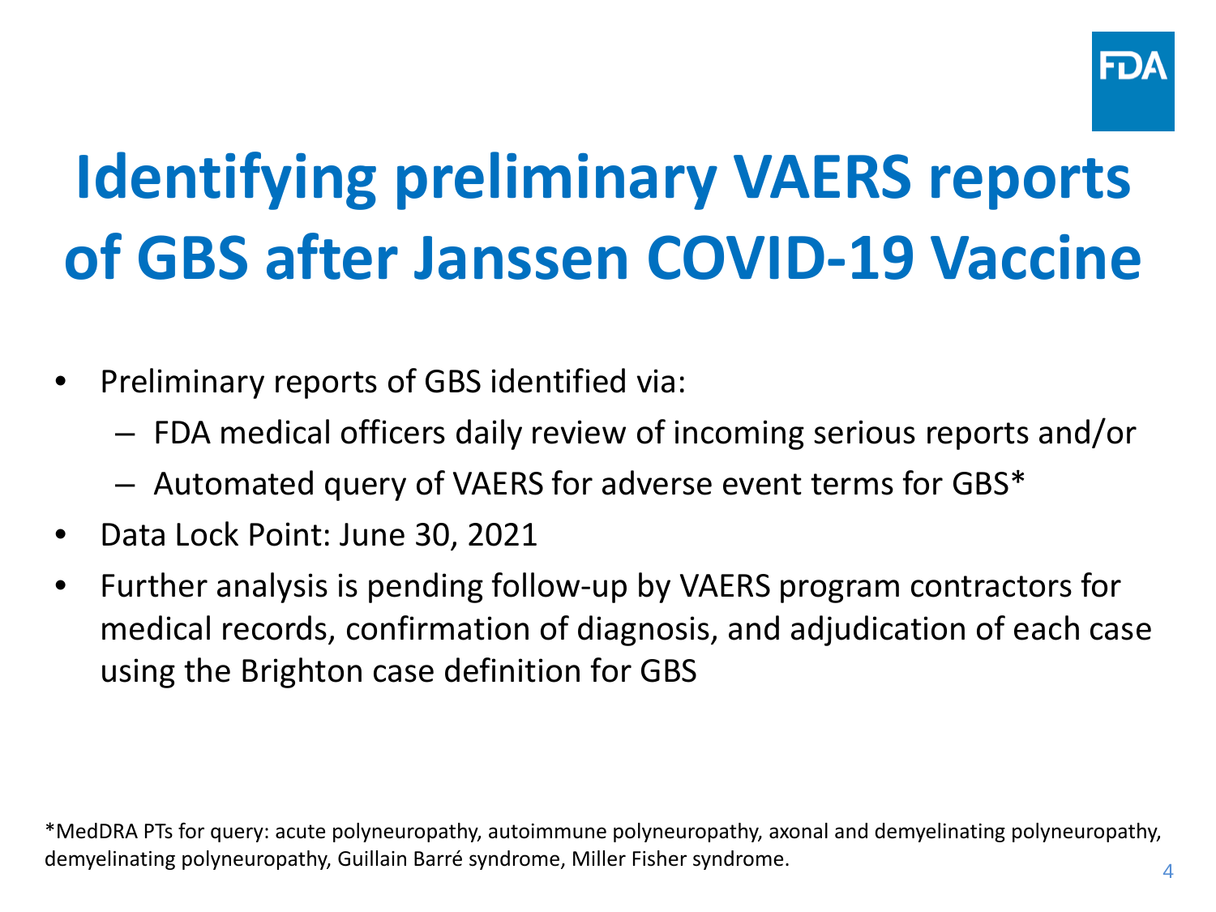# Identifying preliminary VAERS reports of GBS after Janssen COVID-19 Vaccine

- Preliminary reports of GBS identified via:
  - FDA medical officers daily review of incoming serious reports and/or
  - Automated query of VAERS for adverse event terms for GBS*
- Data Lock Point: June 30, 2021
- Further analysis is pending follow-up by VAERS program contractors for medical records, confirmation of diagnosis, and adjudication of each case using the Brighton case definition for GBS

*MedDRA PTs for query: acute polyneuropathy, autoimmune polyneuropathy, axonal and demyelinating polyneuropathy, demyelinating polyneuropathy, Guillain Barré syndrome, Miller Fisher syndrome.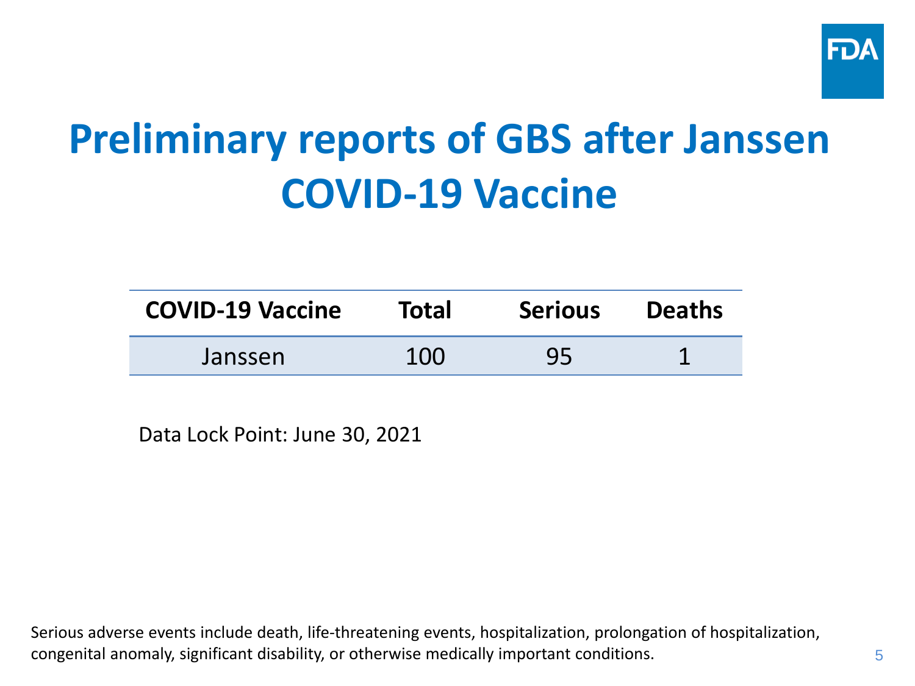# Preliminary reports of GBS after Janssen COVID-19 Vaccine

| COVID-19 Vaccine | Total | Serious | Deaths |
| --- | --- | --- | --- |
| Janssen | 100 | 95 | 1 |

Data Lock Point: June 30, 2021

Serious adverse events include death, life-threatening events, hospitalization, prolongation of hospitalization, congenital anomaly, significant disability, or otherwise medically important conditions.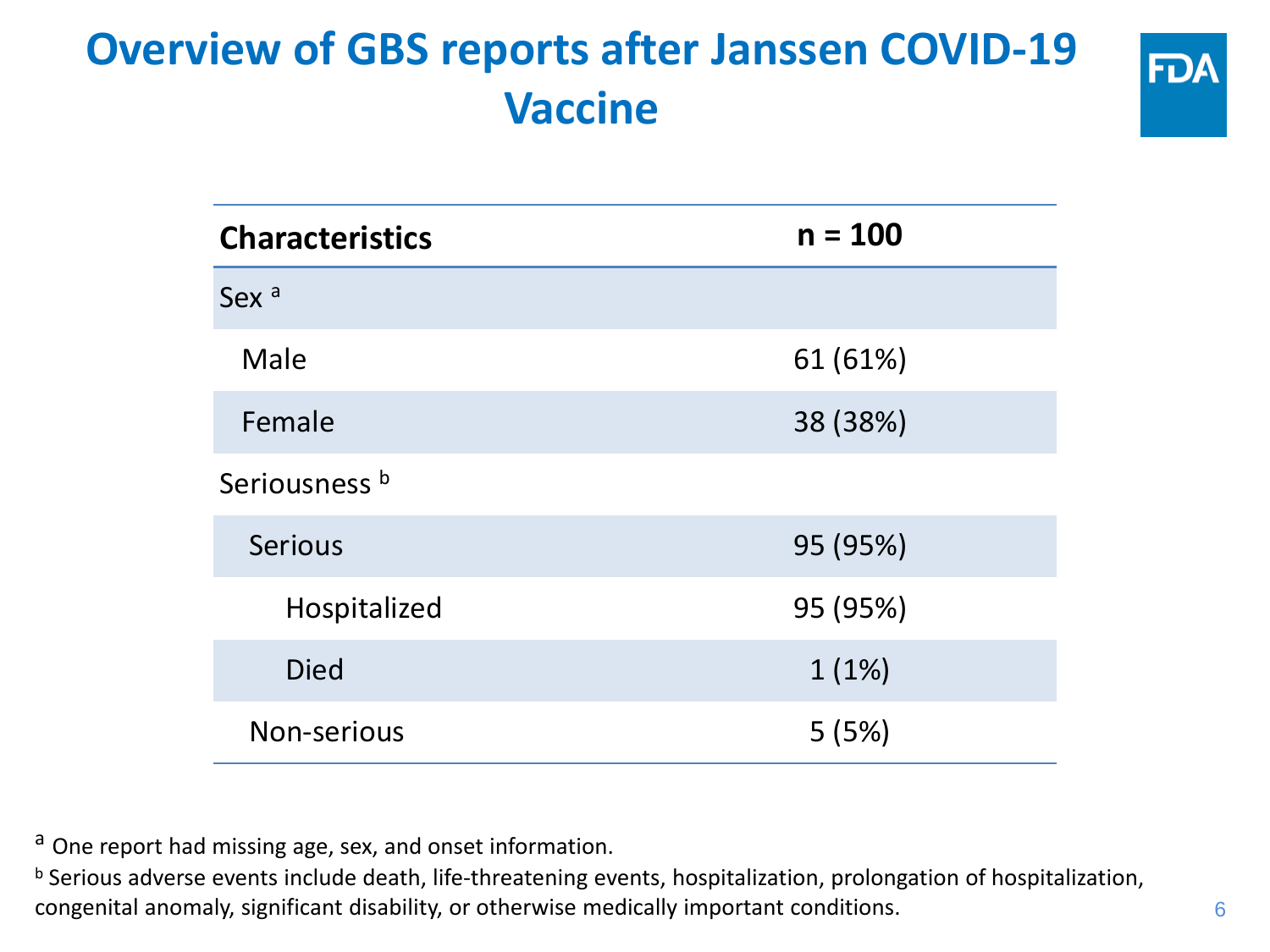# Overview of GBS reports after Janssen COVID-19 Vaccine

| Characteristics | n = 100 |
|---|---|
| Sex [a] | |
| Male | 61 (61%) |
| Female | 38 (38%) |
| Seriousness [b] | |
| Serious | 95 (95%) |
| Hospitalized | 95 (95%) |
| Died | 1 (1%) |
| Non-serious | 5 (5%) |

[a] One report had missing age, sex, and onset information.

[b] Serious adverse events include death, life-threatening events, hospitalization, prolongation of hospitalization, congenital anomaly, significant disability, or otherwise medically important conditions.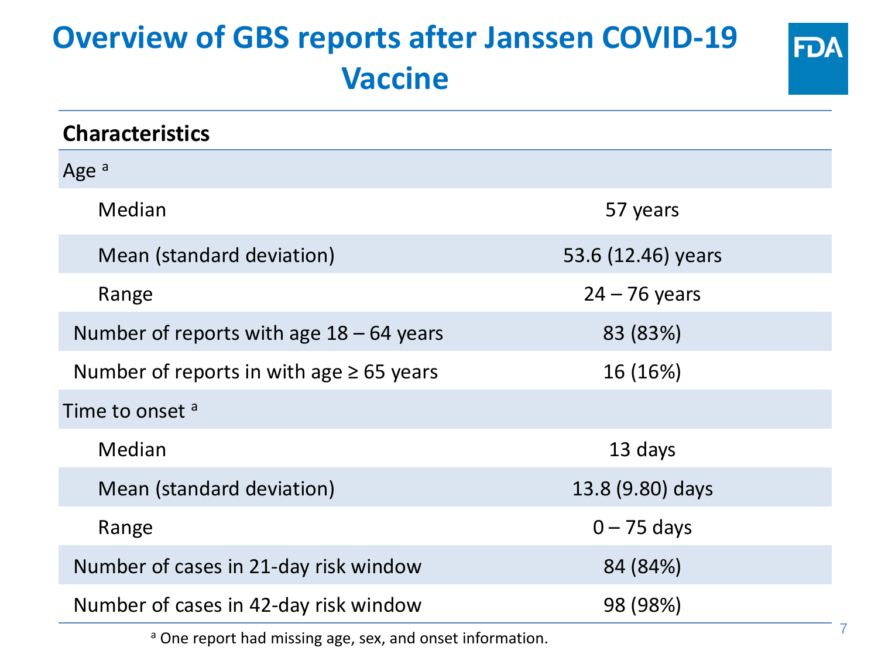# Overview of GBS reports after Janssen COVID-19 Vaccine

| Characteristics | |
|---|---|
| Age [a] | |
| Median | 57 years |
| Mean (standard deviation) | 53.6 (12.46) years |
| Range | 24 – 76 years |
| Number of reports with age 18 – 64 years | 83 (83%) |
| Number of reports in with age ≥ 65 years | 16 (16%) |
| Time to onset [a] | |
| Median | 13 days |
| Mean (standard deviation) | 13.8 (9.80) days |
| Range | 0 – 75 days |
| Number of cases in 21-day risk window | 84 (84%) |
| Number of cases in 42-day risk window | 98 (98%) |

[a] One report had missing age, sex, and onset information.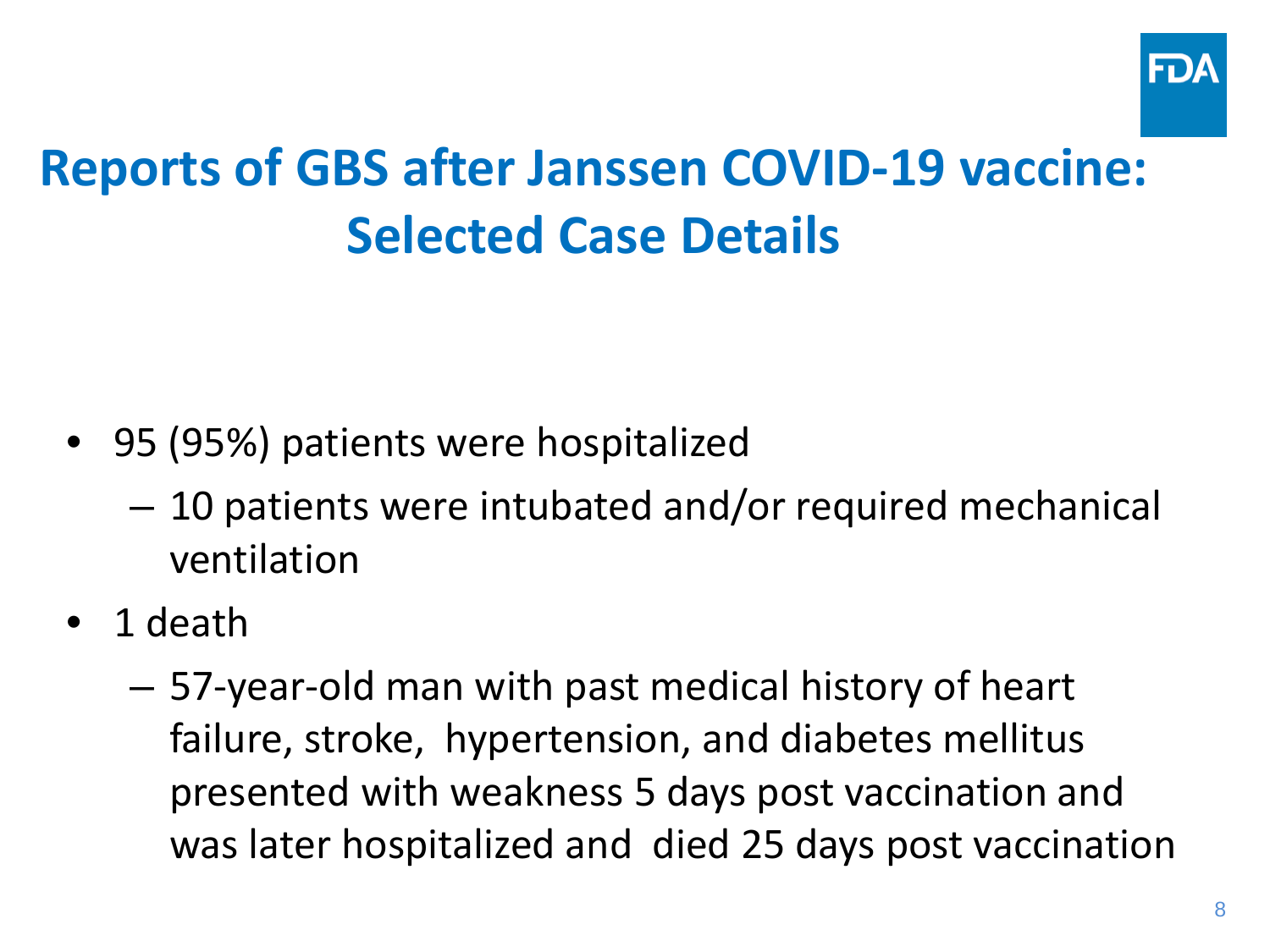# Reports of GBS after Janssen COVID-19 vaccine: Selected Case Details

- 95 (95%) patients were hospitalized
  - 10 patients were intubated and/or required mechanical ventilation
- 1 death
  - 57-year-old man with past medical history of heart failure, stroke, hypertension, and diabetes mellitus presented with weakness 5 days post vaccination and was later hospitalized and died 25 days post vaccination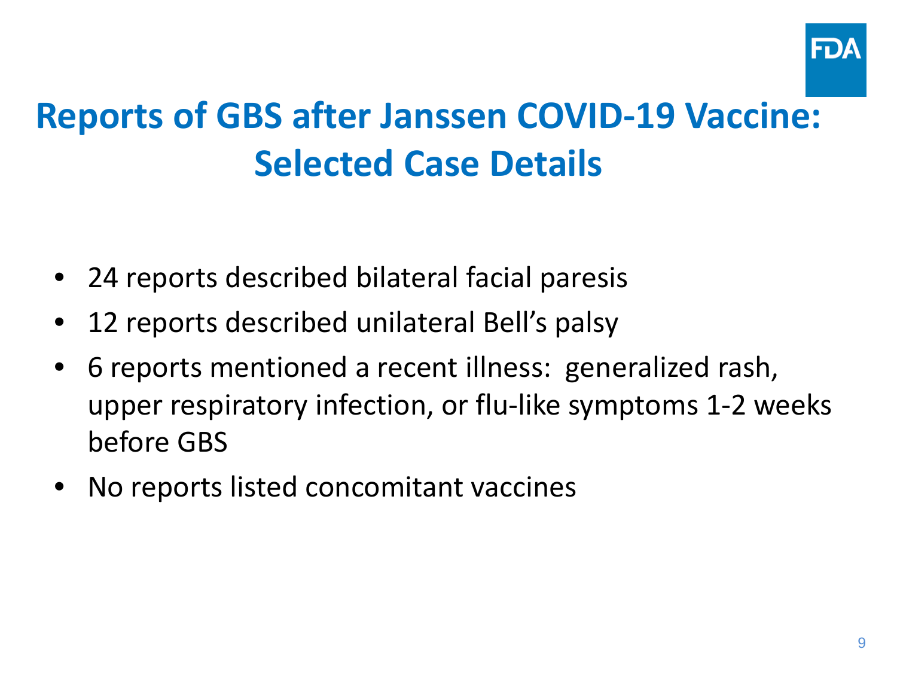# Reports of GBS after Janssen COVID-19 Vaccine: Selected Case Details

- 24 reports described bilateral facial paresis
- 12 reports described unilateral Bell's palsy
- 6 reports mentioned a recent illness: generalized rash, upper respiratory infection, or flu-like symptoms 1-2 weeks before GBS
- No reports listed concomitant vaccines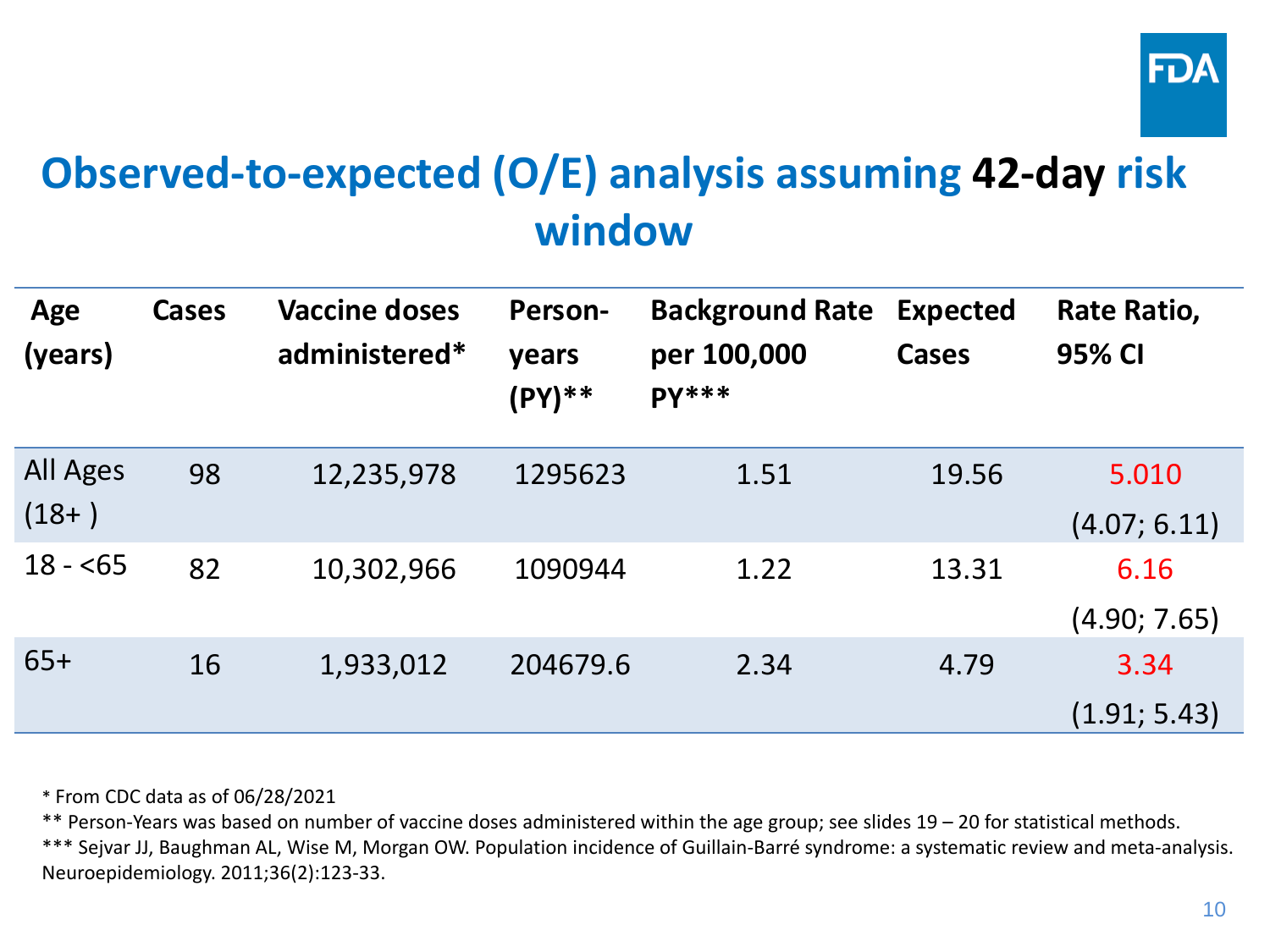# Observed-to-expected (O/E) analysis assuming **42-day** risk window

| Age (years) | Cases | Vaccine doses administered* | Person-years (PY)** | Background Rate per 100,000 PY*** | Expected Cases | Rate Ratio, 95% CI |
|---|---|---|---|---|---|---|
| All Ages (18+ ) | 98 | 12,235,978 | 1295623 | 1.51 | 19.56 | 5.010 (4.07; 6.11) |
| 18 - <65 | 82 | 10,302,966 | 1090944 | 1.22 | 13.31 | 6.16 (4.90; 7.65) |
| 65+ | 16 | 1,933,012 | 204679.6 | 2.34 | 4.79 | 3.34 (1.91; 5.43) |

* From CDC data as of 06/28/2021

** Person-Years was based on number of vaccine doses administered within the age group; see slides 19 – 20 for statistical methods.

*** Sejvar JJ, Baughman AL, Wise M, Morgan OW. Population incidence of Guillain-Barré syndrome: a systematic review and meta-analysis. Neuroepidemiology. 2011;36(2):123-33.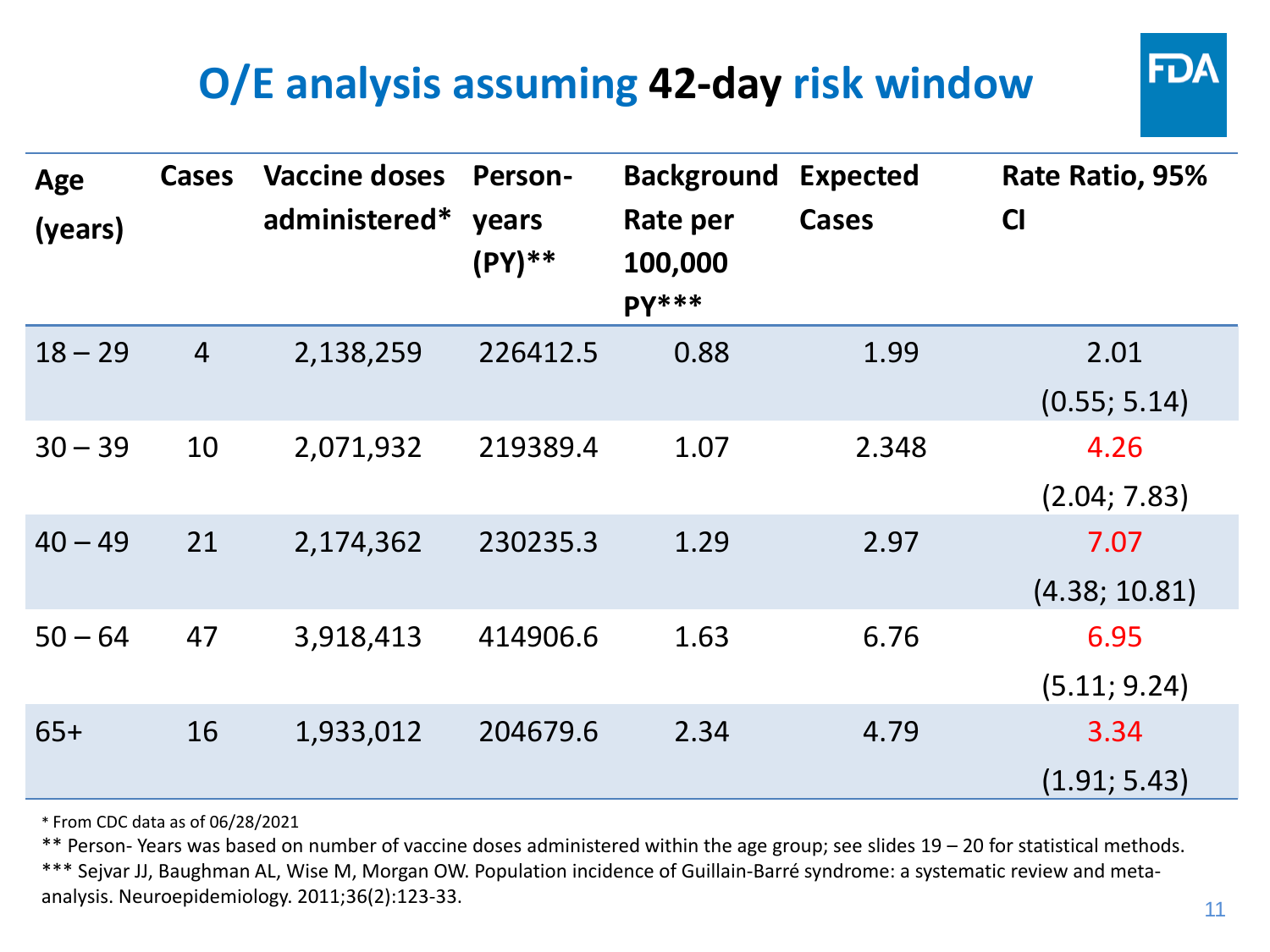# O/E analysis assuming **42-day** risk window

| Age (years) | Cases | Vaccine doses administered* | Person-years (PY)** | Background Rate per 100,000 PY*** | Expected Cases | Rate Ratio, 95% CI |
|---|---|---|---|---|---|---|
| 18 – 29 | 4 | 2,138,259 | 226412.5 | 0.88 | 1.99 | 2.01 (0.55; 5.14) |
| 30 – 39 | 10 | 2,071,932 | 219389.4 | 1.07 | 2.348 | 4.26 (2.04; 7.83) |
| 40 – 49 | 21 | 2,174,362 | 230235.3 | 1.29 | 2.97 | 7.07 (4.38; 10.81) |
| 50 – 64 | 47 | 3,918,413 | 414906.6 | 1.63 | 6.76 | 6.95 (5.11; 9.24) |
| 65+ | 16 | 1,933,012 | 204679.6 | 2.34 | 4.79 | 3.34 (1.91; 5.43) |

* From CDC data as of 06/28/2021

** Person- Years was based on number of vaccine doses administered within the age group; see slides 19 – 20 for statistical methods.

*** Sejvar JJ, Baughman AL, Wise M, Morgan OW. Population incidence of Guillain-Barré syndrome: a systematic review and meta-analysis. Neuroepidemiology. 2011;36(2):123-33.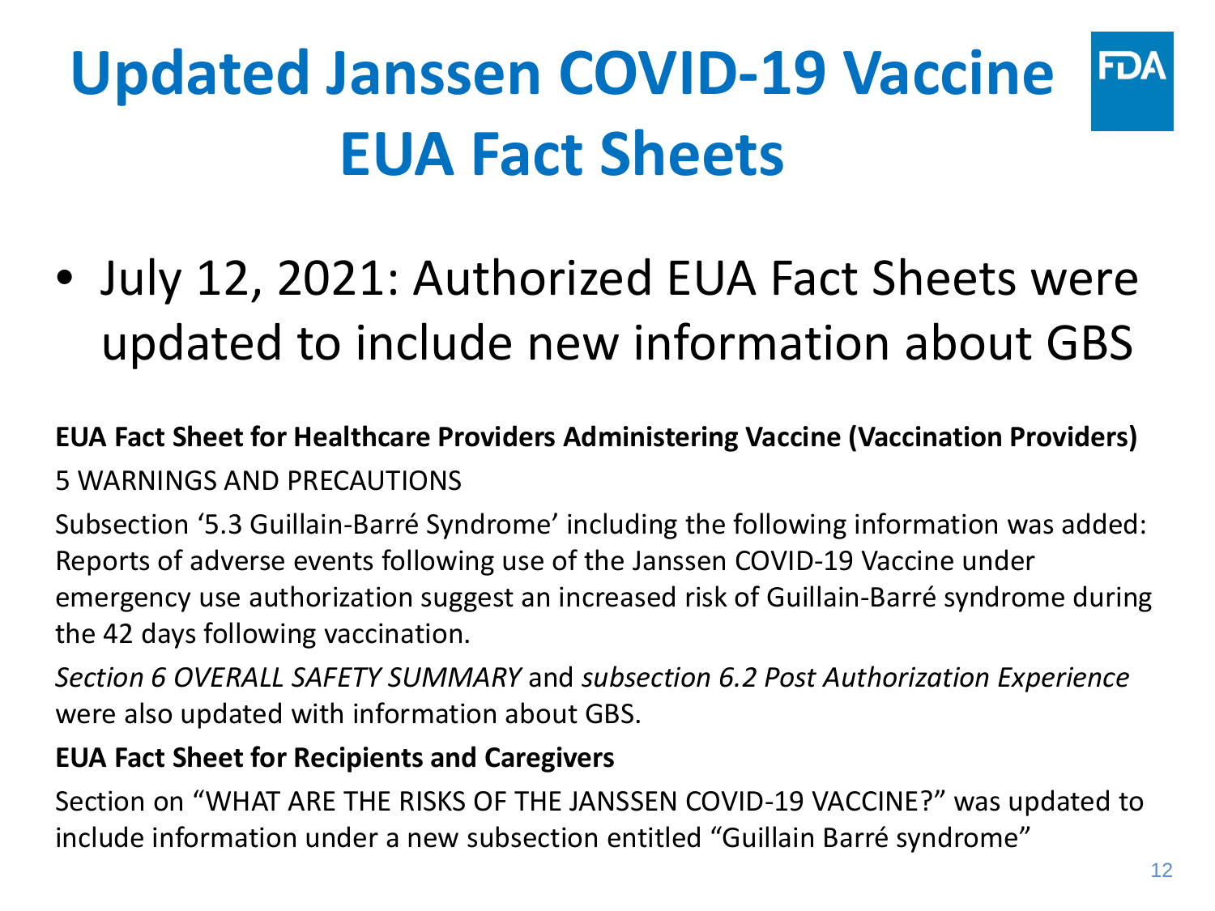# Updated Janssen COVID-19 Vaccine EUA Fact Sheets

- July 12, 2021: Authorized EUA Fact Sheets were updated to include new information about GBS

**EUA Fact Sheet for Healthcare Providers Administering Vaccine (Vaccination Providers)**

5 WARNINGS AND PRECAUTIONS

Subsection '5.3 Guillain-Barré Syndrome' including the following information was added: Reports of adverse events following use of the Janssen COVID-19 Vaccine under emergency use authorization suggest an increased risk of Guillain-Barré syndrome during the 42 days following vaccination.

*Section 6 OVERALL SAFETY SUMMARY* and *subsection 6.2 Post Authorization Experience* were also updated with information about GBS.

**EUA Fact Sheet for Recipients and Caregivers**

Section on "WHAT ARE THE RISKS OF THE JANSSEN COVID-19 VACCINE?" was updated to include information under a new subsection entitled "Guillain Barré syndrome"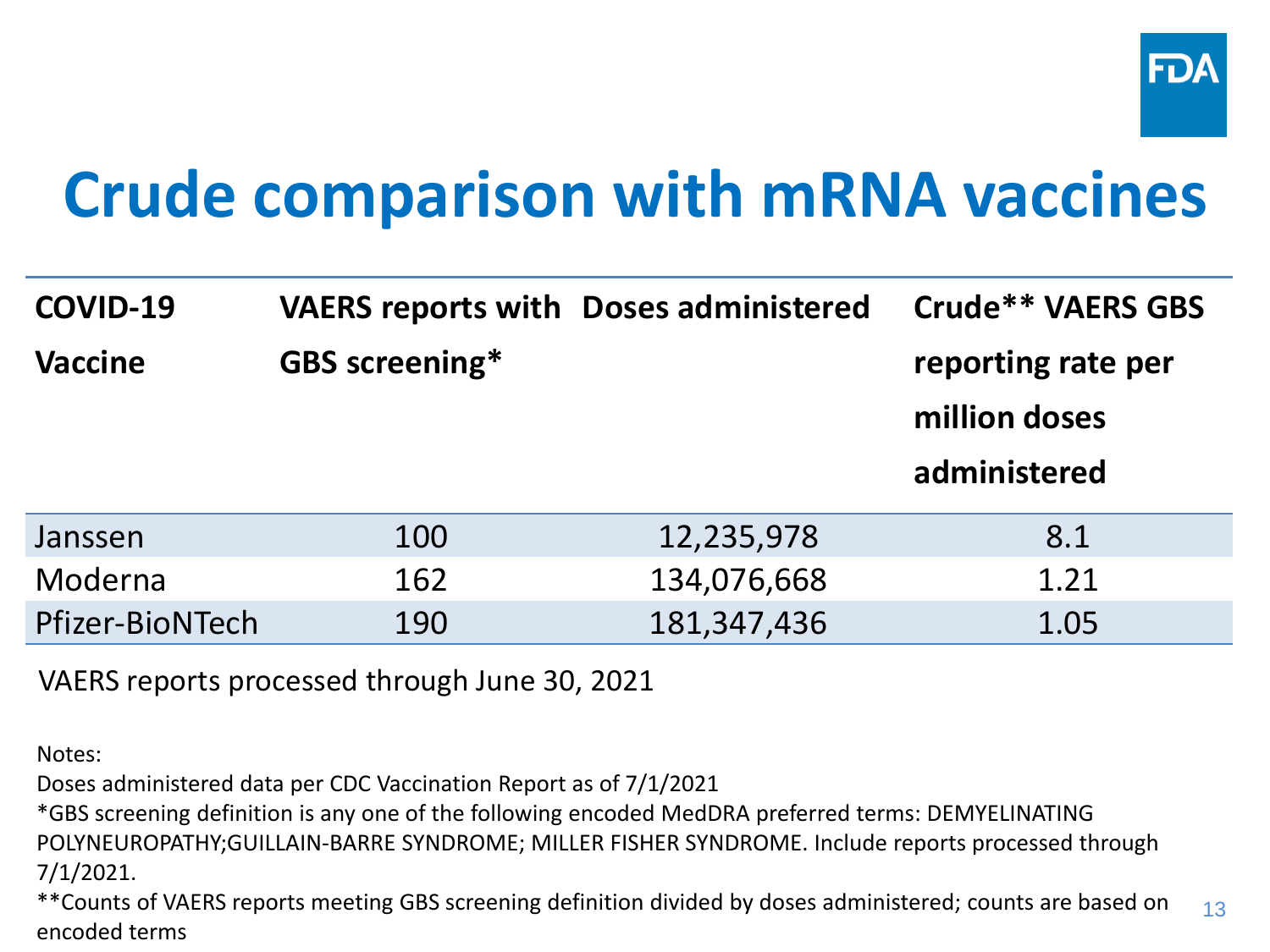# Crude comparison with mRNA vaccines

| COVID-19 Vaccine | VAERS reports with GBS screening* | Doses administered | Crude** VAERS GBS reporting rate per million doses administered |
|---|---|---|---|
| Janssen | 100 | 12,235,978 | 8.1 |
| Moderna | 162 | 134,076,668 | 1.21 |
| Pfizer-BioNTech | 190 | 181,347,436 | 1.05 |

VAERS reports processed through June 30, 2021

Notes:

Doses administered data per CDC Vaccination Report as of 7/1/2021

*GBS screening definition is any one of the following encoded MedDRA preferred terms: DEMYELINATING POLYNEUROPATHY;GUILLAIN-BARRE SYNDROME; MILLER FISHER SYNDROME. Include reports processed through 7/1/2021.

**Counts of VAERS reports meeting GBS screening definition divided by doses administered; counts are based on encoded terms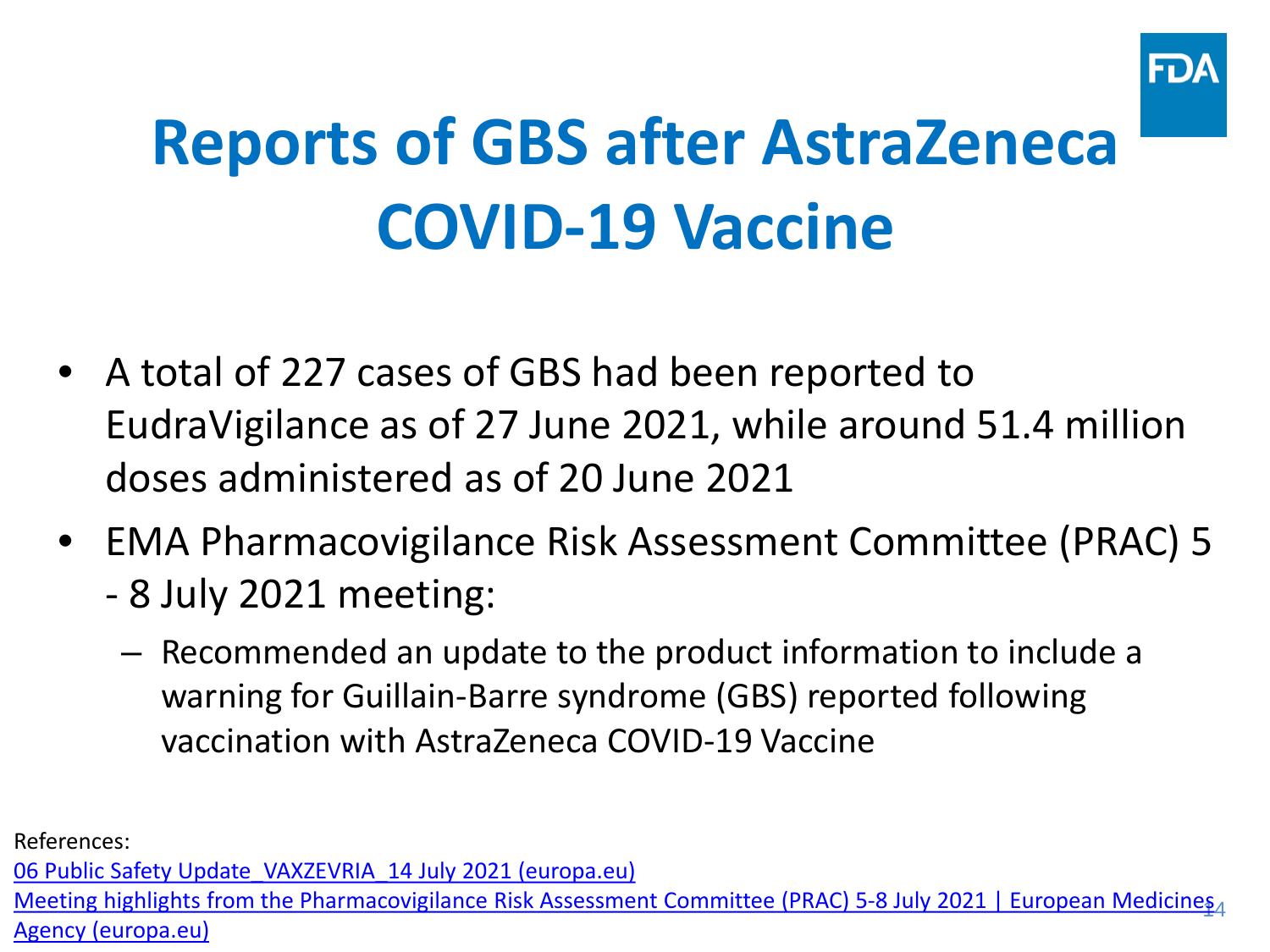# Reports of GBS after AstraZeneca COVID-19 Vaccine

- A total of 227 cases of GBS had been reported to EudraVigilance as of 27 June 2021, while around 51.4 million doses administered as of 20 June 2021
- EMA Pharmacovigilance Risk Assessment Committee (PRAC) 5 - 8 July 2021 meeting:
  - Recommended an update to the product information to include a warning for Guillain-Barre syndrome (GBS) reported following vaccination with AstraZeneca COVID-19 Vaccine

References:

06 Public Safety Update_VAXZEVRIA_14 July 2021 (europa.eu)

Meeting highlights from the Pharmacovigilance Risk Assessment Committee (PRAC) 5-8 July 2021 | European Medicines Agency (europa.eu)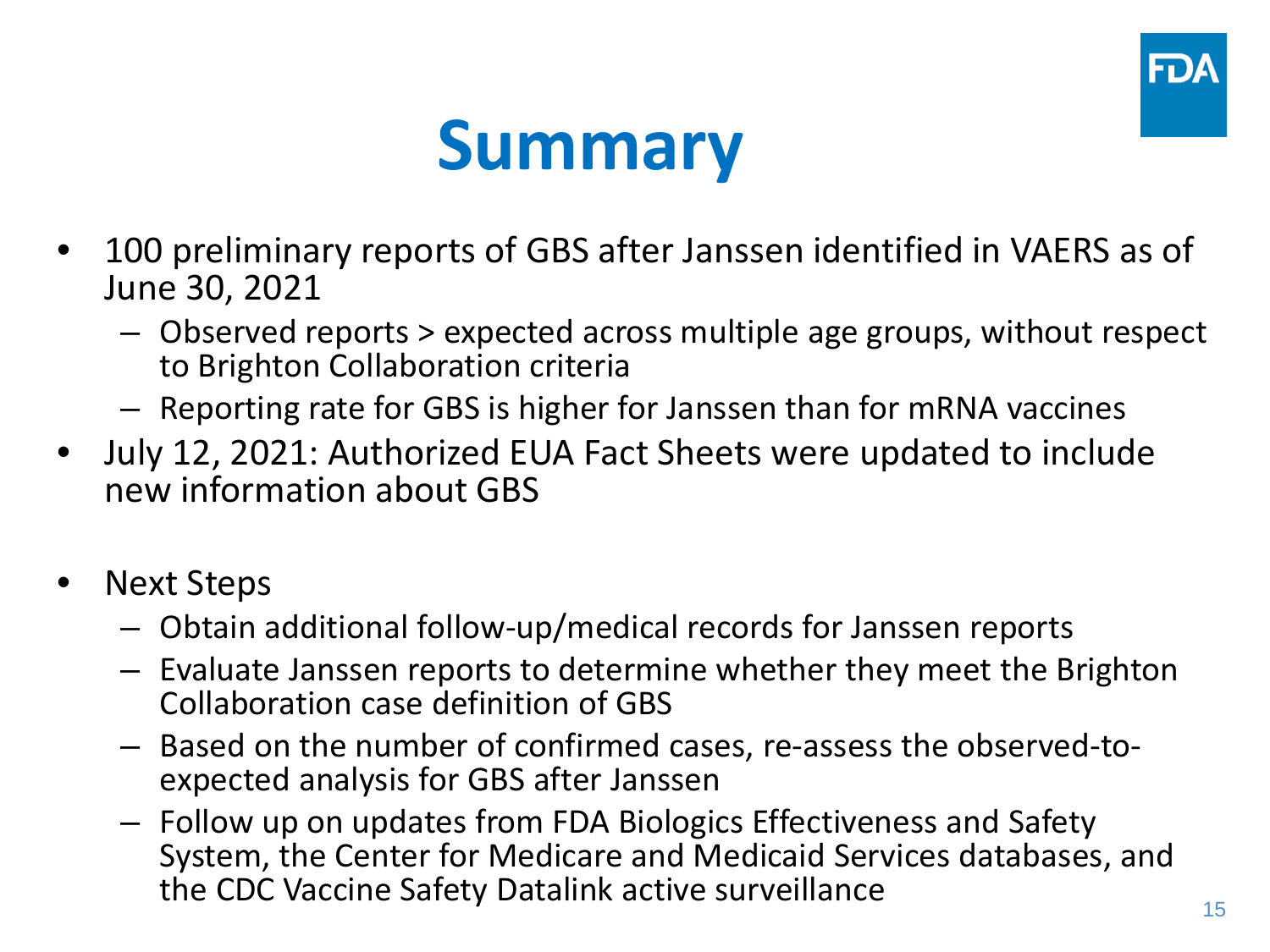# Summary

- 100 preliminary reports of GBS after Janssen identified in VAERS as of June 30, 2021
  - Observed reports > expected across multiple age groups, without respect to Brighton Collaboration criteria
  - Reporting rate for GBS is higher for Janssen than for mRNA vaccines
- July 12, 2021: Authorized EUA Fact Sheets were updated to include new information about GBS
- Next Steps
  - Obtain additional follow-up/medical records for Janssen reports
  - Evaluate Janssen reports to determine whether they meet the Brighton Collaboration case definition of GBS
  - Based on the number of confirmed cases, re-assess the observed-to-expected analysis for GBS after Janssen
  - Follow up on updates from FDA Biologics Effectiveness and Safety System, the Center for Medicare and Medicaid Services databases, and the CDC Vaccine Safety Datalink active surveillance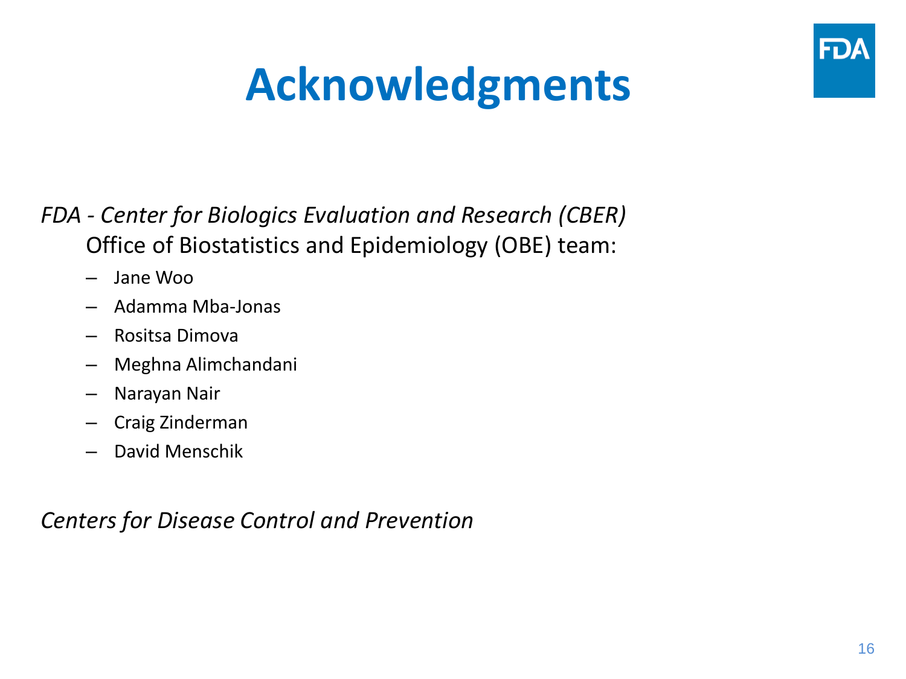# Acknowledgments

*FDA - Center for Biologics Evaluation and Research (CBER)*

Office of Biostatistics and Epidemiology (OBE) team:

- Jane Woo
- Adamma Mba-Jonas
- Rositsa Dimova
- Meghna Alimchandani
- Narayan Nair
- Craig Zinderman
- David Menschik

*Centers for Disease Control and Prevention*